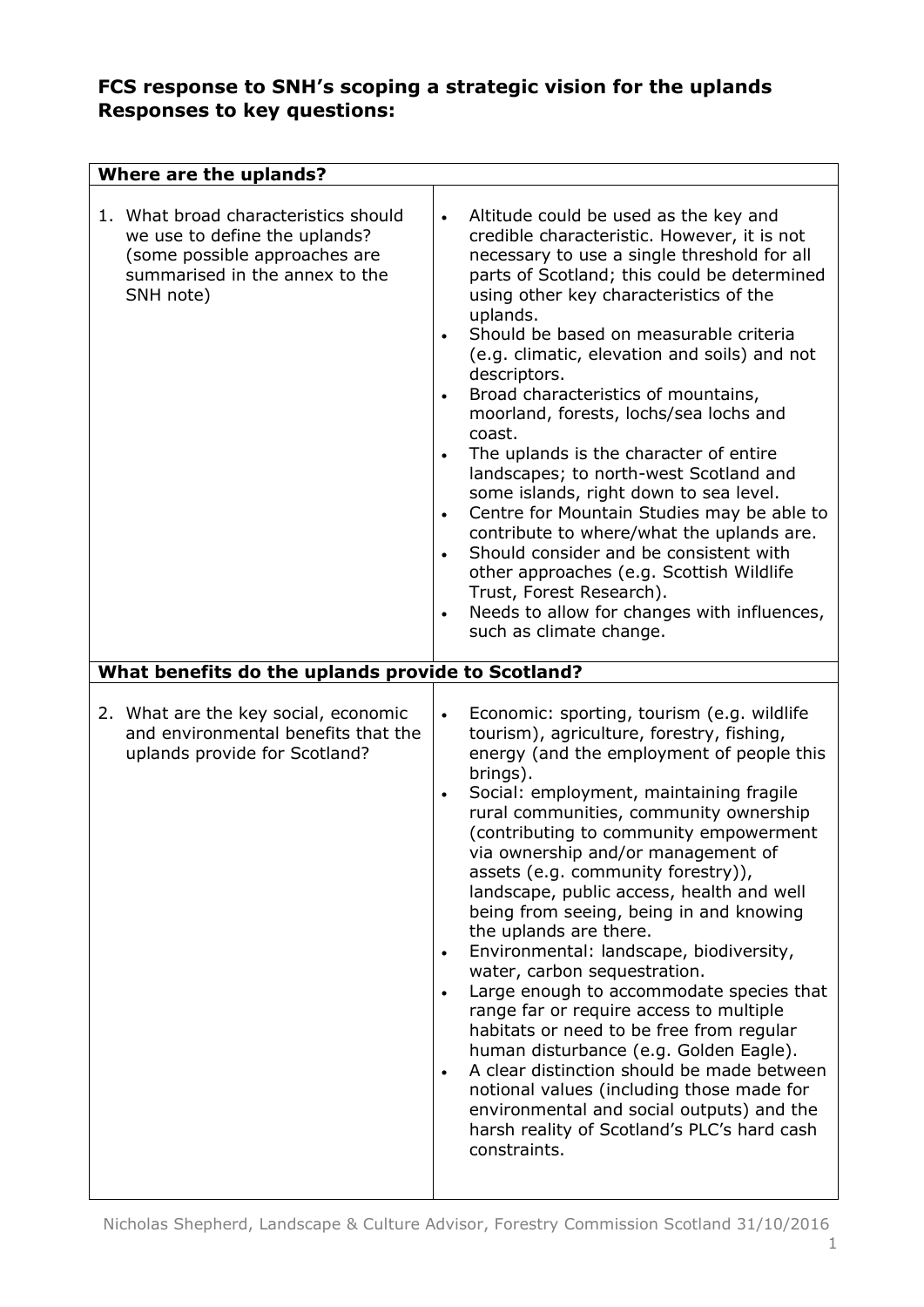## FCS response to SNH's scoping a strategic vision for the uplands Responses to key questions:

| **Where are the uplands?** | |
|---|---|
| 1. What broad characteristics should we use to define the uplands? (some possible approaches are summarised in the annex to the SNH note) | • Altitude could be used as the key and credible characteristic. However, it is not necessary to use a single threshold for all parts of Scotland; this could be determined using other key characteristics of the uplands.<br>• Should be based on measurable criteria (e.g. climatic, elevation and soils) and not descriptors.<br>• Broad characteristics of mountains, moorland, forests, lochs/sea lochs and coast.<br>• The uplands is the character of entire landscapes; to north-west Scotland and some islands, right down to sea level.<br>• Centre for Mountain Studies may be able to contribute to where/what the uplands are.<br>• Should consider and be consistent with other approaches (e.g. Scottish Wildlife Trust, Forest Research).<br>• Needs to allow for changes with influences, such as climate change. |
| **What benefits do the uplands provide to Scotland?** | |
| 2. What are the key social, economic and environmental benefits that the uplands provide for Scotland? | • Economic: sporting, tourism (e.g. wildlife tourism), agriculture, forestry, fishing, energy (and the employment of people this brings).<br>• Social: employment, maintaining fragile rural communities, community ownership (contributing to community empowerment via ownership and/or management of assets (e.g. community forestry)), landscape, public access, health and well being from seeing, being in and knowing the uplands are there.<br>• Environmental: landscape, biodiversity, water, carbon sequestration.<br>• Large enough to accommodate species that range far or require access to multiple habitats or need to be free from regular human disturbance (e.g. Golden Eagle).<br>• A clear distinction should be made between notional values (including those made for environmental and social outputs) and the harsh reality of Scotland's PLC's hard cash constraints. |

Nicholas Shepherd, Landscape & Culture Advisor, Forestry Commission Scotland 31/10/2016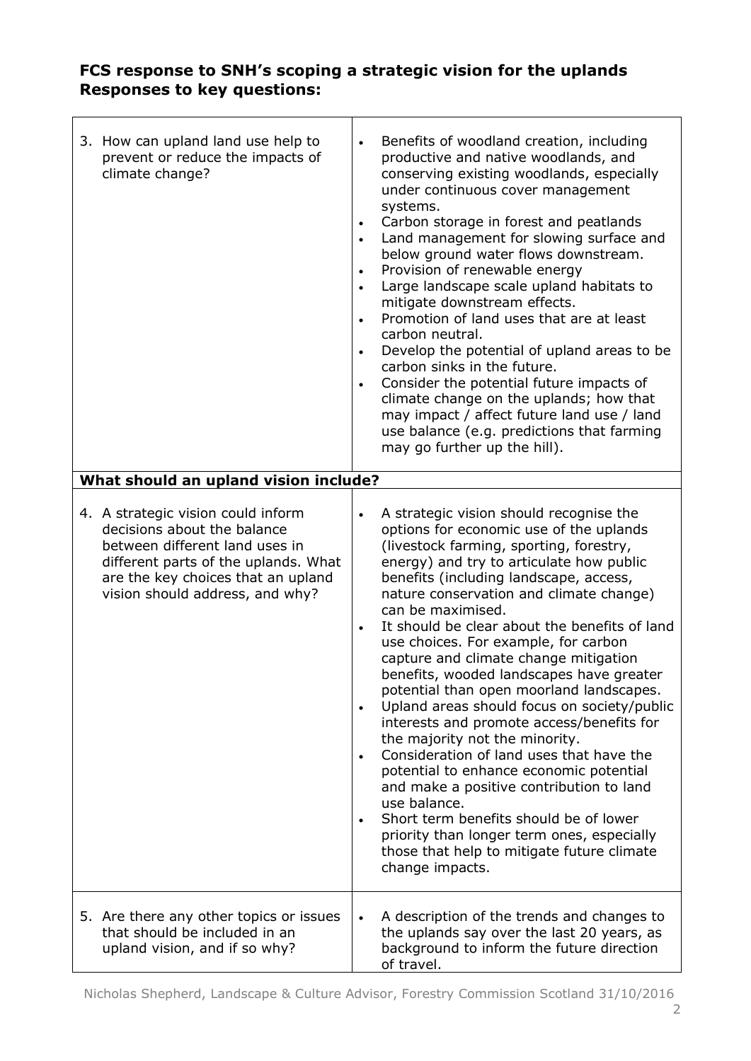## FCS response to SNH's scoping a strategic vision for the uplands
## Responses to key questions:

| | |
|---|---|
| 3. How can upland land use help to prevent or reduce the impacts of climate change? | • Benefits of woodland creation, including productive and native woodlands, and conserving existing woodlands, especially under continuous cover management systems.<br>• Carbon storage in forest and peatlands<br>• Land management for slowing surface and below ground water flows downstream.<br>• Provision of renewable energy<br>• Large landscape scale upland habitats to mitigate downstream effects.<br>• Promotion of land uses that are at least carbon neutral.<br>• Develop the potential of upland areas to be carbon sinks in the future.<br>• Consider the potential future impacts of climate change on the uplands; how that may impact / affect future land use / land use balance (e.g. predictions that farming may go further up the hill). |
| **What should an upland vision include?** | |
| 4. A strategic vision could inform decisions about the balance between different land uses in different parts of the uplands. What are the key choices that an upland vision should address, and why? | • A strategic vision should recognise the options for economic use of the uplands (livestock farming, sporting, forestry, energy) and try to articulate how public benefits (including landscape, access, nature conservation and climate change) can be maximised.<br>• It should be clear about the benefits of land use choices. For example, for carbon capture and climate change mitigation benefits, wooded landscapes have greater potential than open moorland landscapes.<br>• Upland areas should focus on society/public interests and promote access/benefits for the majority not the minority.<br>• Consideration of land uses that have the potential to enhance economic potential and make a positive contribution to land use balance.<br>• Short term benefits should be of lower priority than longer term ones, especially those that help to mitigate future climate change impacts. |
| 5. Are there any other topics or issues that should be included in an upland vision, and if so why? | • A description of the trends and changes to the uplands say over the last 20 years, as background to inform the future direction of travel. |

Nicholas Shepherd, Landscape & Culture Advisor, Forestry Commission Scotland 31/10/2016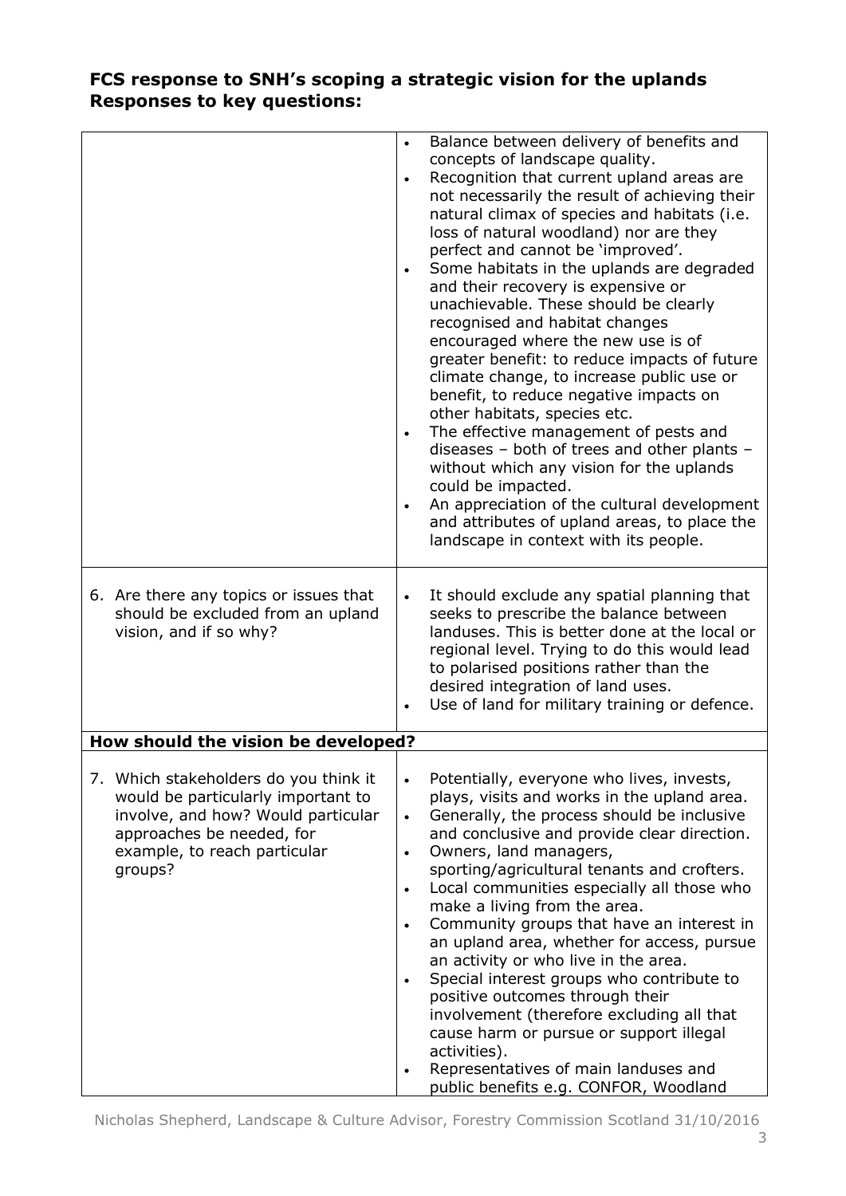## FCS response to SNH's scoping a strategic vision for the uplands Responses to key questions:

| | |
|---|---|
| | • Balance between delivery of benefits and concepts of landscape quality.<br>• Recognition that current upland areas are not necessarily the result of achieving their natural climax of species and habitats (i.e. loss of natural woodland) nor are they perfect and cannot be 'improved'.<br>• Some habitats in the uplands are degraded and their recovery is expensive or unachievable. These should be clearly recognised and habitat changes encouraged where the new use is of greater benefit: to reduce impacts of future climate change, to increase public use or benefit, to reduce negative impacts on other habitats, species etc.<br>• The effective management of pests and diseases – both of trees and other plants – without which any vision for the uplands could be impacted.<br>• An appreciation of the cultural development and attributes of upland areas, to place the landscape in context with its people. |
| 6. Are there any topics or issues that should be excluded from an upland vision, and if so why? | • It should exclude any spatial planning that seeks to prescribe the balance between landuses. This is better done at the local or regional level. Trying to do this would lead to polarised positions rather than the desired integration of land uses.<br>• Use of land for military training or defence. |
| **How should the vision be developed?** | |
| 7. Which stakeholders do you think it would be particularly important to involve, and how? Would particular approaches be needed, for example, to reach particular groups? | • Potentially, everyone who lives, invests, plays, visits and works in the upland area.<br>• Generally, the process should be inclusive and conclusive and provide clear direction.<br>• Owners, land managers, sporting/agricultural tenants and crofters.<br>• Local communities especially all those who make a living from the area.<br>• Community groups that have an interest in an upland area, whether for access, pursue an activity or who live in the area.<br>• Special interest groups who contribute to positive outcomes through their involvement (therefore excluding all that cause harm or pursue or support illegal activities).<br>• Representatives of main landuses and public benefits e.g. CONFOR, Woodland |

Nicholas Shepherd, Landscape & Culture Advisor, Forestry Commission Scotland 31/10/2016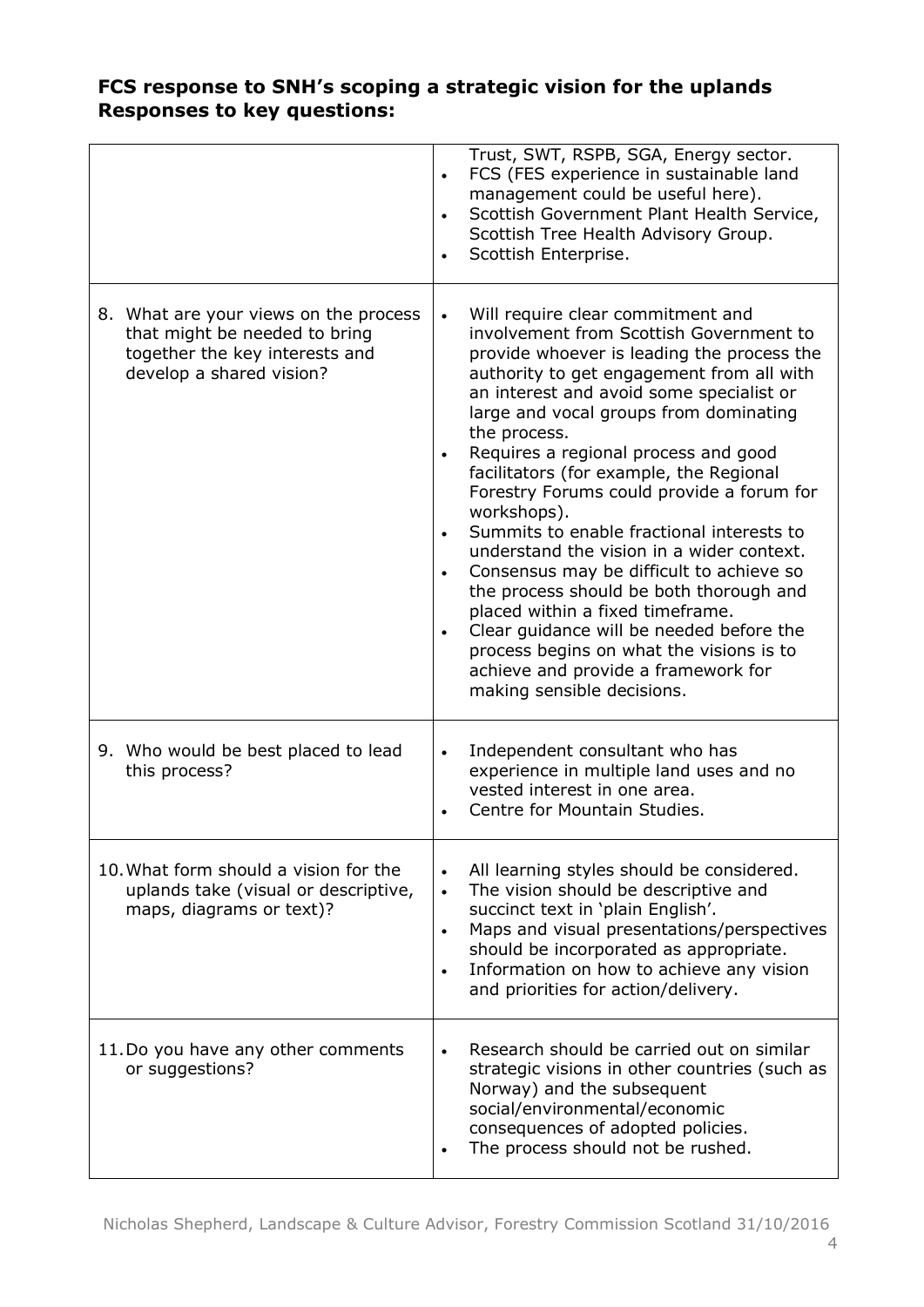## FCS response to SNH's scoping a strategic vision for the uplands Responses to key questions:

| | |
|---|---|
| | Trust, SWT, RSPB, SGA, Energy sector.<br>• FCS (FES experience in sustainable land management could be useful here).<br>• Scottish Government Plant Health Service, Scottish Tree Health Advisory Group.<br>• Scottish Enterprise. |
| 8. What are your views on the process that might be needed to bring together the key interests and develop a shared vision? | • Will require clear commitment and involvement from Scottish Government to provide whoever is leading the process the authority to get engagement from all with an interest and avoid some specialist or large and vocal groups from dominating the process.<br>• Requires a regional process and good facilitators (for example, the Regional Forestry Forums could provide a forum for workshops).<br>• Summits to enable fractional interests to understand the vision in a wider context.<br>• Consensus may be difficult to achieve so the process should be both thorough and placed within a fixed timeframe.<br>• Clear guidance will be needed before the process begins on what the visions is to achieve and provide a framework for making sensible decisions. |
| 9. Who would be best placed to lead this process? | • Independent consultant who has experience in multiple land uses and no vested interest in one area.<br>• Centre for Mountain Studies. |
| 10. What form should a vision for the uplands take (visual or descriptive, maps, diagrams or text)? | • All learning styles should be considered.<br>• The vision should be descriptive and succinct text in 'plain English'.<br>• Maps and visual presentations/perspectives should be incorporated as appropriate.<br>• Information on how to achieve any vision and priorities for action/delivery. |
| 11. Do you have any other comments or suggestions? | • Research should be carried out on similar strategic visions in other countries (such as Norway) and the subsequent social/environmental/economic consequences of adopted policies.<br>• The process should not be rushed. |

Nicholas Shepherd, Landscape & Culture Advisor, Forestry Commission Scotland 31/10/2016